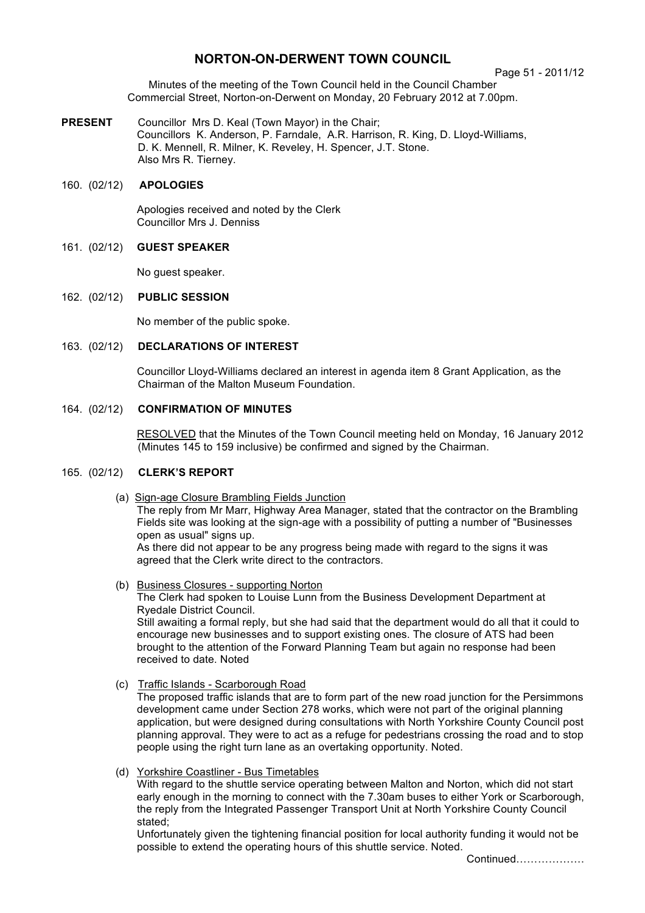# NORTON-ON-DERWENT TOWN COUNCIL

Minutes of the meeting of the Town Council held in the Council Chamber Commercial Street, Norton-on-Derwent on Monday, 20 February 2012 at 7.00pm.

**PRESENT** Councillor Mrs D. Keal (Town Mayor) in the Chair;
Councillors K. Anderson, P. Farndale, A.R. Harrison, R. King, D. Lloyd-Williams, D. K. Mennell, R. Milner, K. Reveley, H. Spencer, J.T. Stone.
Also Mrs R. Tierney.

160. (02/12) **APOLOGIES**

Apologies received and noted by the Clerk
Councillor Mrs J. Denniss

161. (02/12) **GUEST SPEAKER**

No guest speaker.

162. (02/12) **PUBLIC SESSION**

No member of the public spoke.

163. (02/12) **DECLARATIONS OF INTEREST**

Councillor Lloyd-Williams declared an interest in agenda item 8 Grant Application, as the Chairman of the Malton Museum Foundation.

164. (02/12) **CONFIRMATION OF MINUTES**

RESOLVED that the Minutes of the Town Council meeting held on Monday, 16 January 2012 (Minutes 145 to 159 inclusive) be confirmed and signed by the Chairman.

165. (02/12) **CLERK'S REPORT**

(a) Sign-age Closure Brambling Fields Junction

The reply from Mr Marr, Highway Area Manager, stated that the contractor on the Brambling Fields site was looking at the sign-age with a possibility of putting a number of "Businesses open as usual" signs up.
As there did not appear to be any progress being made with regard to the signs it was agreed that the Clerk write direct to the contractors.

(b) Business Closures - supporting Norton

The Clerk had spoken to Louise Lunn from the Business Development Department at Ryedale District Council.
Still awaiting a formal reply, but she had said that the department would do all that it could to encourage new businesses and to support existing ones. The closure of ATS had been brought to the attention of the Forward Planning Team but again no response had been received to date. Noted

(c) Traffic Islands - Scarborough Road

The proposed traffic islands that are to form part of the new road junction for the Persimmons development came under Section 278 works, which were not part of the original planning application, but were designed during consultations with North Yorkshire County Council post planning approval. They were to act as a refuge for pedestrians crossing the road and to stop people using the right turn lane as an overtaking opportunity. Noted.

(d) Yorkshire Coastliner - Bus Timetables

With regard to the shuttle service operating between Malton and Norton, which did not start early enough in the morning to connect with the 7.30am buses to either York or Scarborough, the reply from the Integrated Passenger Transport Unit at North Yorkshire County Council stated;
Unfortunately given the tightening financial position for local authority funding it would not be possible to extend the operating hours of this shuttle service. Noted.

Continued……………….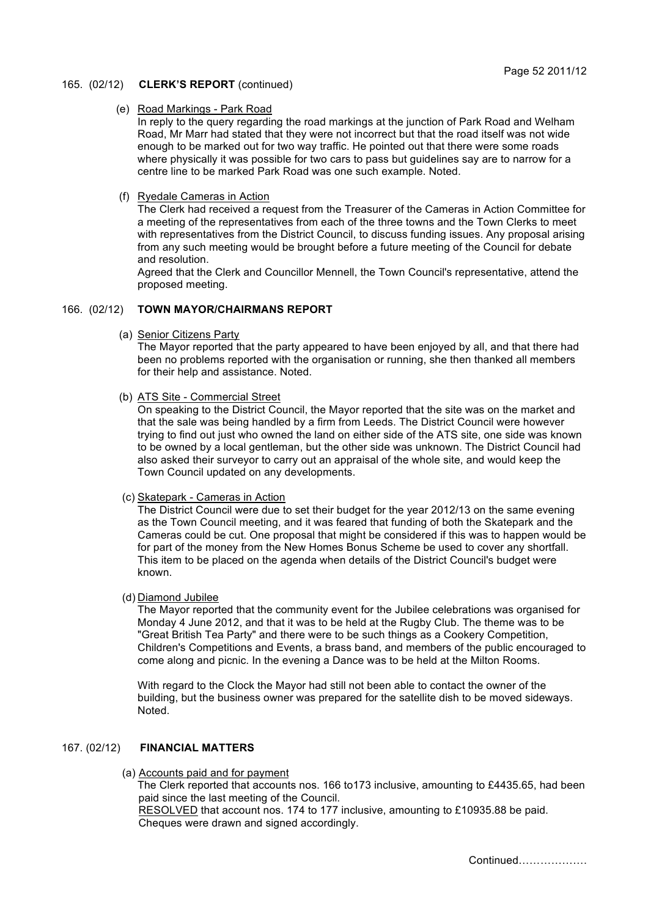165. (02/12) **CLERK'S REPORT** (continued)

(e) Road Markings - Park Road

In reply to the query regarding the road markings at the junction of Park Road and Welham Road, Mr Marr had stated that they were not incorrect but that the road itself was not wide enough to be marked out for two way traffic. He pointed out that there were some roads where physically it was possible for two cars to pass but guidelines say are to narrow for a centre line to be marked Park Road was one such example. Noted.

(f) Ryedale Cameras in Action

The Clerk had received a request from the Treasurer of the Cameras in Action Committee for a meeting of the representatives from each of the three towns and the Town Clerks to meet with representatives from the District Council, to discuss funding issues. Any proposal arising from any such meeting would be brought before a future meeting of the Council for debate and resolution.

Agreed that the Clerk and Councillor Mennell, the Town Council's representative, attend the proposed meeting.

166. (02/12) **TOWN MAYOR/CHAIRMANS REPORT**

(a) Senior Citizens Party

The Mayor reported that the party appeared to have been enjoyed by all, and that there had been no problems reported with the organisation or running, she then thanked all members for their help and assistance. Noted.

(b) ATS Site - Commercial Street

On speaking to the District Council, the Mayor reported that the site was on the market and that the sale was being handled by a firm from Leeds. The District Council were however trying to find out just who owned the land on either side of the ATS site, one side was known to be owned by a local gentleman, but the other side was unknown. The District Council had also asked their surveyor to carry out an appraisal of the whole site, and would keep the Town Council updated on any developments.

(c) Skatepark - Cameras in Action

The District Council were due to set their budget for the year 2012/13 on the same evening as the Town Council meeting, and it was feared that funding of both the Skatepark and the Cameras could be cut. One proposal that might be considered if this was to happen would be for part of the money from the New Homes Bonus Scheme be used to cover any shortfall. This item to be placed on the agenda when details of the District Council's budget were known.

(d) Diamond Jubilee

The Mayor reported that the community event for the Jubilee celebrations was organised for Monday 4 June 2012, and that it was to be held at the Rugby Club. The theme was to be "Great British Tea Party" and there were to be such things as a Cookery Competition, Children's Competitions and Events, a brass band, and members of the public encouraged to come along and picnic. In the evening a Dance was to be held at the Milton Rooms.

With regard to the Clock the Mayor had still not been able to contact the owner of the building, but the business owner was prepared for the satellite dish to be moved sideways. Noted.

167. (02/12) **FINANCIAL MATTERS**

(a) Accounts paid and for payment

The Clerk reported that accounts nos. 166 to173 inclusive, amounting to £4435.65, had been paid since the last meeting of the Council.

RESOLVED that account nos. 174 to 177 inclusive, amounting to £10935.88 be paid. Cheques were drawn and signed accordingly.

Continued………………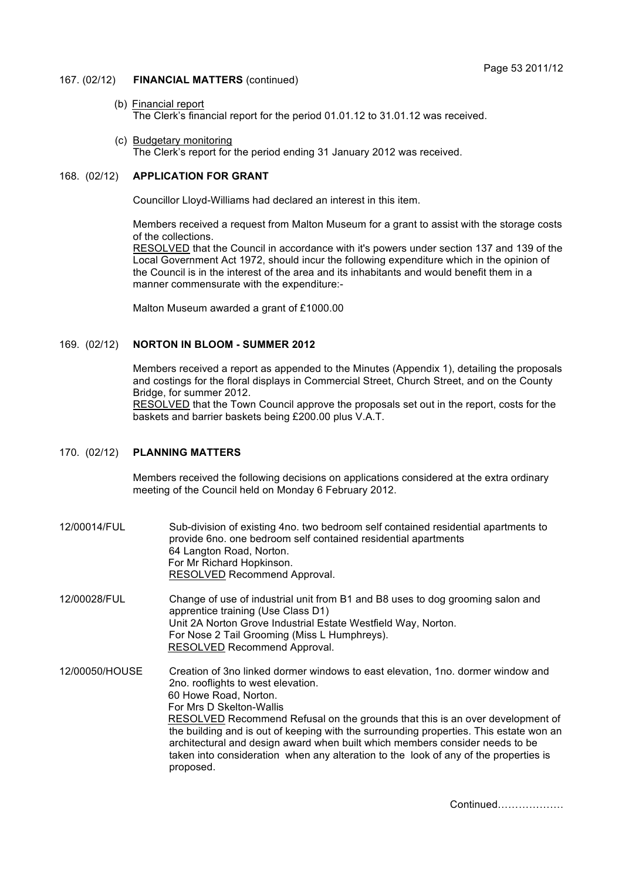## 167. (02/12) FINANCIAL MATTERS (continued)

(b) Financial report

The Clerk's financial report for the period 01.01.12 to 31.01.12 was received.

(c) Budgetary monitoring

The Clerk's report for the period ending 31 January 2012 was received.

## 168. (02/12) APPLICATION FOR GRANT

Councillor Lloyd-Williams had declared an interest in this item.

Members received a request from Malton Museum for a grant to assist with the storage costs of the collections.

RESOLVED that the Council in accordance with it's powers under section 137 and 139 of the Local Government Act 1972, should incur the following expenditure which in the opinion of the Council is in the interest of the area and its inhabitants and would benefit them in a manner commensurate with the expenditure:-

Malton Museum awarded a grant of £1000.00

## 169. (02/12) NORTON IN BLOOM - SUMMER 2012

Members received a report as appended to the Minutes (Appendix 1), detailing the proposals and costings for the floral displays in Commercial Street, Church Street, and on the County Bridge, for summer 2012.

RESOLVED that the Town Council approve the proposals set out in the report, costs for the baskets and barrier baskets being £200.00 plus V.A.T.

## 170. (02/12) PLANNING MATTERS

Members received the following decisions on applications considered at the extra ordinary meeting of the Council held on Monday 6 February 2012.

**12/00014/FUL**

Sub-division of existing 4no. two bedroom self contained residential apartments to provide 6no. one bedroom self contained residential apartments

64 Langton Road, Norton.

For Mr Richard Hopkinson.

RESOLVED Recommend Approval.

**12/00028/FUL**

Change of use of industrial unit from B1 and B8 uses to dog grooming salon and apprentice training (Use Class D1)

Unit 2A Norton Grove Industrial Estate Westfield Way, Norton.

For Nose 2 Tail Grooming (Miss L Humphreys).

RESOLVED Recommend Approval.

**12/00050/HOUSE**

Creation of 3no linked dormer windows to east elevation, 1no. dormer window and 2no. rooflights to west elevation.

60 Howe Road, Norton.

For Mrs D Skelton-Wallis

RESOLVED Recommend Refusal on the grounds that this is an over development of the building and is out of keeping with the surrounding properties. This estate won an architectural and design award when built which members consider needs to be taken into consideration when any alteration to the look of any of the properties is proposed.

Continued………………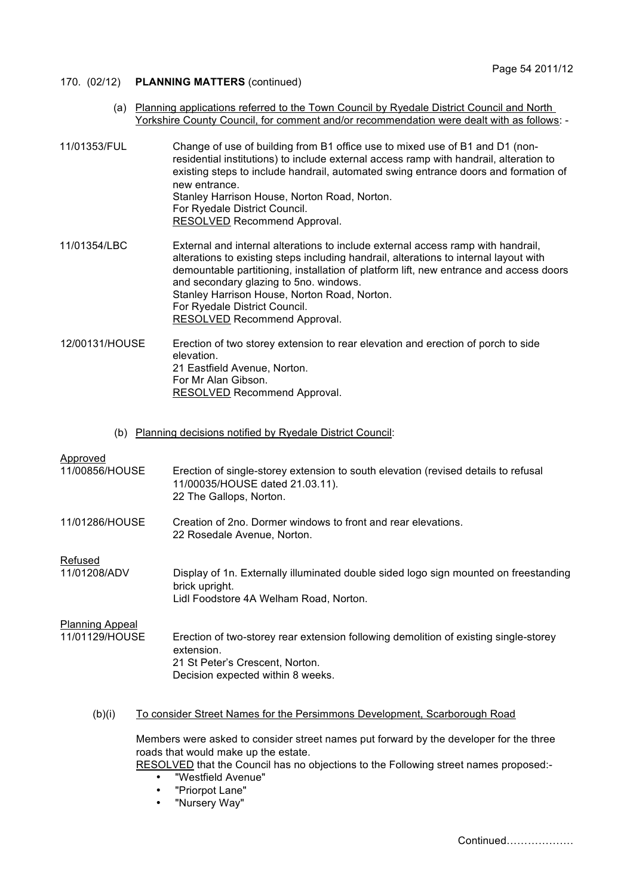170. (02/12) **PLANNING MATTERS** (continued)

(a) Planning applications referred to the Town Council by Ryedale District Council and North Yorkshire County Council, for comment and/or recommendation were dealt with as follows: -

11/01353/FUL — Change of use of building from B1 office use to mixed use of B1 and D1 (non-residential institutions) to include external access ramp with handrail, alteration to existing steps to include handrail, automated swing entrance doors and formation of new entrance.
Stanley Harrison House, Norton Road, Norton.
For Ryedale District Council.
RESOLVED Recommend Approval.

11/01354/LBC — External and internal alterations to include external access ramp with handrail, alterations to existing steps including handrail, alterations to internal layout with demountable partitioning, installation of platform lift, new entrance and access doors and secondary glazing to 5no. windows.
Stanley Harrison House, Norton Road, Norton.
For Ryedale District Council.
RESOLVED Recommend Approval.

12/00131/HOUSE — Erection of two storey extension to rear elevation and erection of porch to side elevation.
21 Eastfield Avenue, Norton.
For Mr Alan Gibson.
RESOLVED Recommend Approval.

(b) Planning decisions notified by Ryedale District Council:

Approved

11/00856/HOUSE — Erection of single-storey extension to south elevation (revised details to refusal 11/00035/HOUSE dated 21.03.11).
22 The Gallops, Norton.

11/01286/HOUSE — Creation of 2no. Dormer windows to front and rear elevations.
22 Rosedale Avenue, Norton.

Refused

11/01208/ADV — Display of 1n. Externally illuminated double sided logo sign mounted on freestanding brick upright.
Lidl Foodstore 4A Welham Road, Norton.

Planning Appeal

11/01129/HOUSE — Erection of two-storey rear extension following demolition of existing single-storey extension.
21 St Peter's Crescent, Norton.
Decision expected within 8 weeks.

(b)(i) To consider Street Names for the Persimmons Development, Scarborough Road

Members were asked to consider street names put forward by the developer for the three roads that would make up the estate.
RESOLVED that the Council has no objections to the Following street names proposed:-

- "Westfield Avenue"
- "Priorpot Lane"
- "Nursery Way"

Continued………………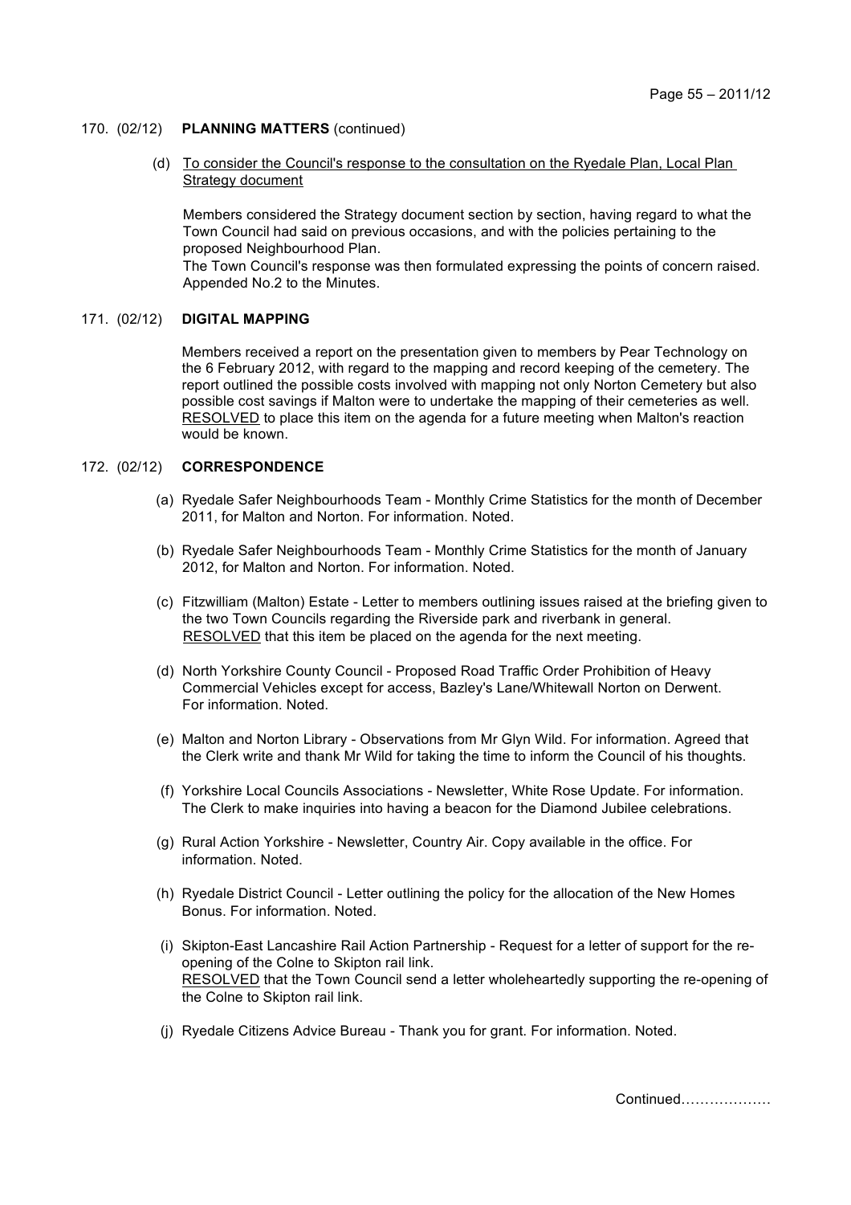170. (02/12) **PLANNING MATTERS** (continued)

(d) To consider the Council's response to the consultation on the Ryedale Plan, Local Plan Strategy document

Members considered the Strategy document section by section, having regard to what the Town Council had said on previous occasions, and with the policies pertaining to the proposed Neighbourhood Plan.
The Town Council's response was then formulated expressing the points of concern raised. Appended No.2 to the Minutes.

171. (02/12) **DIGITAL MAPPING**

Members received a report on the presentation given to members by Pear Technology on the 6 February 2012, with regard to the mapping and record keeping of the cemetery. The report outlined the possible costs involved with mapping not only Norton Cemetery but also possible cost savings if Malton were to undertake the mapping of their cemeteries as well. RESOLVED to place this item on the agenda for a future meeting when Malton's reaction would be known.

172. (02/12) **CORRESPONDENCE**

(a) Ryedale Safer Neighbourhoods Team - Monthly Crime Statistics for the month of December 2011, for Malton and Norton. For information. Noted.

(b) Ryedale Safer Neighbourhoods Team - Monthly Crime Statistics for the month of January 2012, for Malton and Norton. For information. Noted.

(c) Fitzwilliam (Malton) Estate - Letter to members outlining issues raised at the briefing given to the two Town Councils regarding the Riverside park and riverbank in general. RESOLVED that this item be placed on the agenda for the next meeting.

(d) North Yorkshire County Council - Proposed Road Traffic Order Prohibition of Heavy Commercial Vehicles except for access, Bazley's Lane/Whitewall Norton on Derwent. For information. Noted.

(e) Malton and Norton Library - Observations from Mr Glyn Wild. For information. Agreed that the Clerk write and thank Mr Wild for taking the time to inform the Council of his thoughts.

(f) Yorkshire Local Councils Associations - Newsletter, White Rose Update. For information. The Clerk to make inquiries into having a beacon for the Diamond Jubilee celebrations.

(g) Rural Action Yorkshire - Newsletter, Country Air. Copy available in the office. For information. Noted.

(h) Ryedale District Council - Letter outlining the policy for the allocation of the New Homes Bonus. For information. Noted.

(i) Skipton-East Lancashire Rail Action Partnership - Request for a letter of support for the re-opening of the Colne to Skipton rail link.
RESOLVED that the Town Council send a letter wholeheartedly supporting the re-opening of the Colne to Skipton rail link.

(j) Ryedale Citizens Advice Bureau - Thank you for grant. For information. Noted.

Continued……………….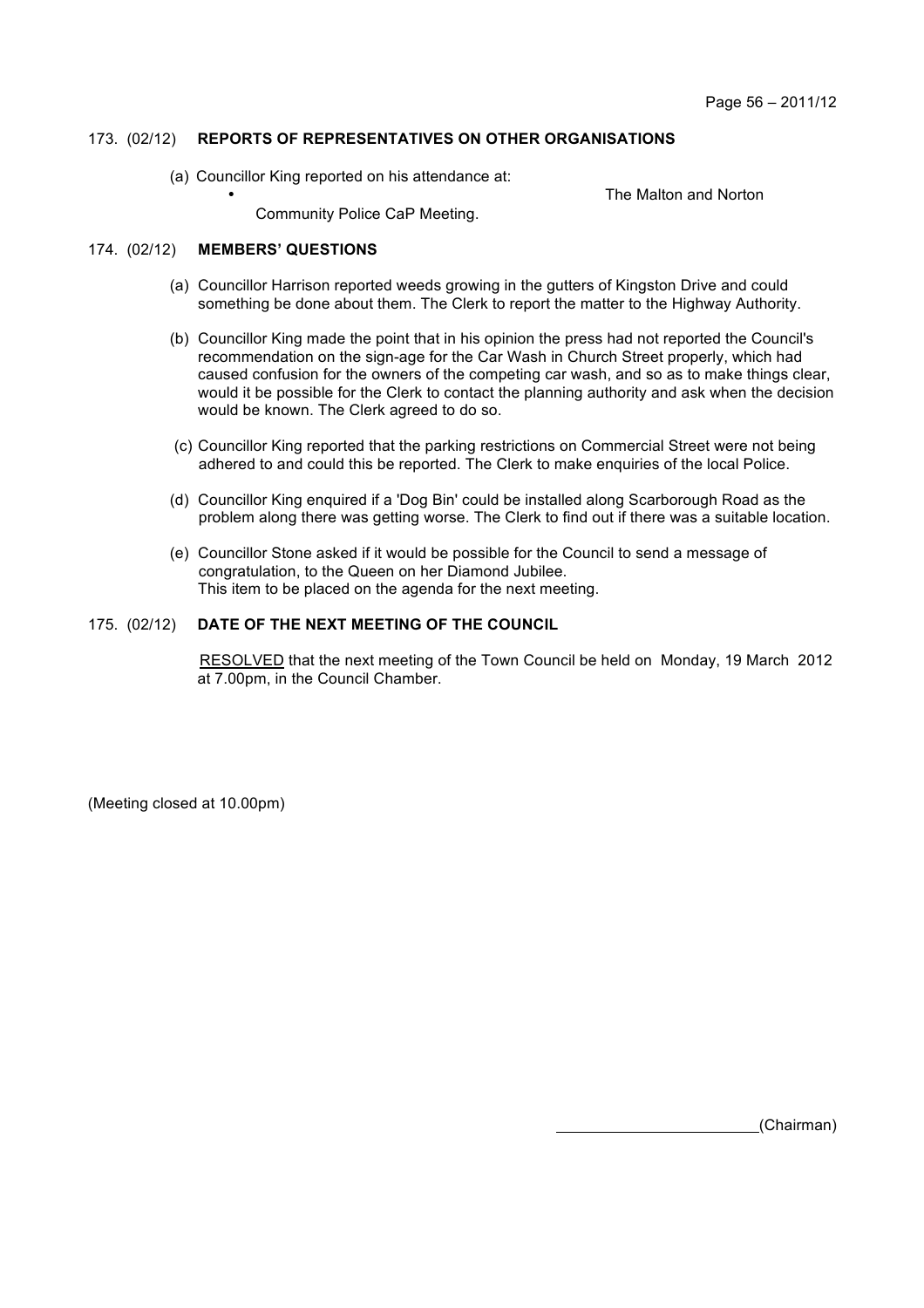173. (02/12) **REPORTS OF REPRESENTATIVES ON OTHER ORGANISATIONS**

(a) Councillor King reported on his attendance at:

- The Malton and Norton Community Police CaP Meeting.

174. (02/12) **MEMBERS' QUESTIONS**

(a) Councillor Harrison reported weeds growing in the gutters of Kingston Drive and could something be done about them. The Clerk to report the matter to the Highway Authority.

(b) Councillor King made the point that in his opinion the press had not reported the Council's recommendation on the sign-age for the Car Wash in Church Street properly, which had caused confusion for the owners of the competing car wash, and so as to make things clear, would it be possible for the Clerk to contact the planning authority and ask when the decision would be known. The Clerk agreed to do so.

(c) Councillor King reported that the parking restrictions on Commercial Street were not being adhered to and could this be reported. The Clerk to make enquiries of the local Police.

(d) Councillor King enquired if a 'Dog Bin' could be installed along Scarborough Road as the problem along there was getting worse. The Clerk to find out if there was a suitable location.

(e) Councillor Stone asked if it would be possible for the Council to send a message of congratulation, to the Queen on her Diamond Jubilee. This item to be placed on the agenda for the next meeting.

175. (02/12) **DATE OF THE NEXT MEETING OF THE COUNCIL**

RESOLVED that the next meeting of the Town Council be held on Monday, 19 March 2012 at 7.00pm, in the Council Chamber.

(Meeting closed at 10.00pm)

\_\_\_\_\_\_\_\_\_\_\_\_\_\_\_\_\_\_\_\_\_\_\_(Chairman)